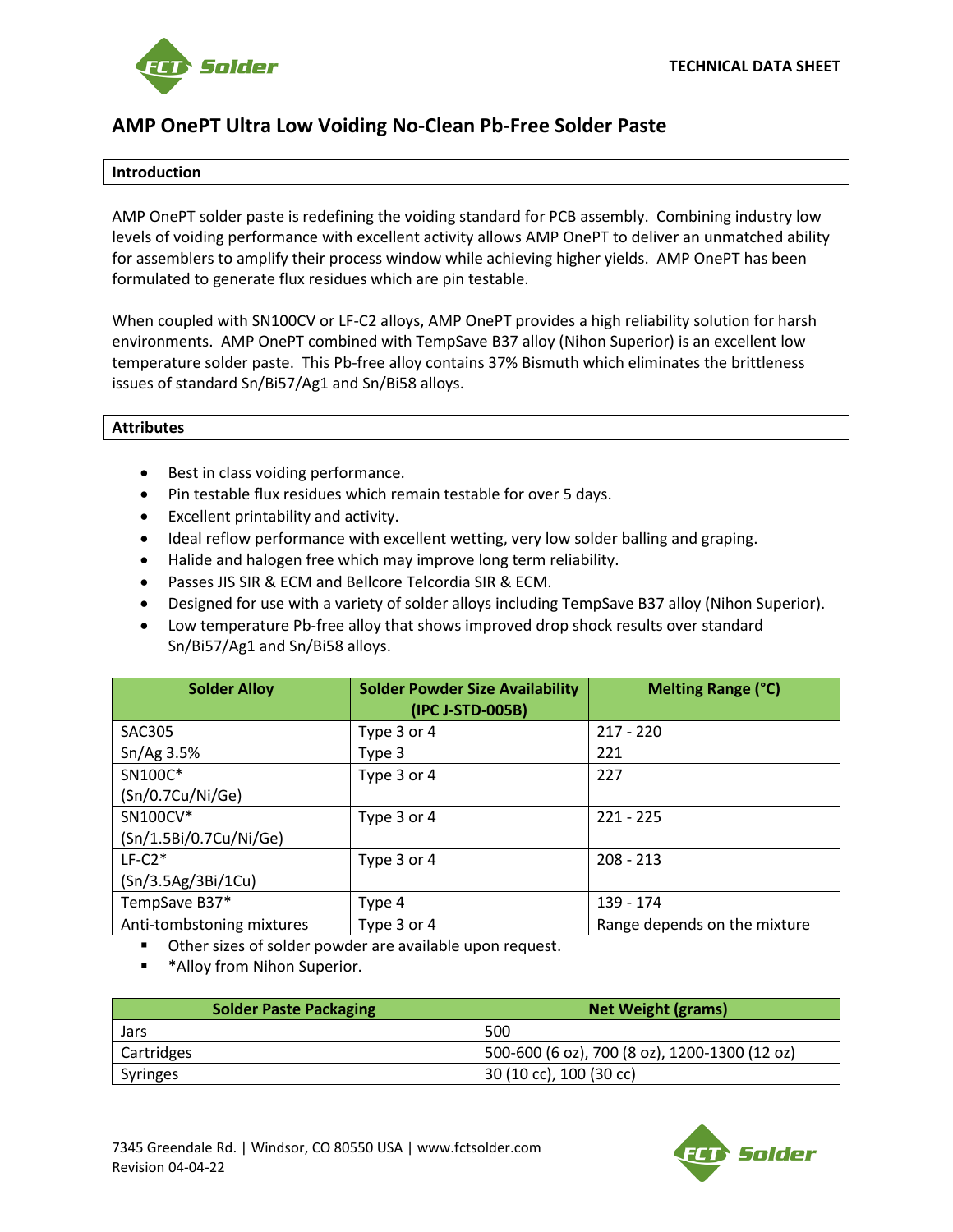TECHNICAL DATA SHEET

# AMP OnePT Ultra Low Voiding No-Clean Pb-Free Solder Paste

## Introduction

AMP OnePT solder paste is redefining the voiding standard for PCB assembly. Combining industry low levels of voiding performance with excellent activity allows AMP OnePT to deliver an unmatched ability for assemblers to amplify their process window while achieving higher yields. AMP OnePT has been formulated to generate flux residues which are pin testable.

When coupled with SN100CV or LF-C2 alloys, AMP OnePT provides a high reliability solution for harsh environments. AMP OnePT combined with TempSave B37 alloy (Nihon Superior) is an excellent low temperature solder paste. This Pb-free alloy contains 37% Bismuth which eliminates the brittleness issues of standard Sn/Bi57/Ag1 and Sn/Bi58 alloys.

## Attributes

- Best in class voiding performance.
- Pin testable flux residues which remain testable for over 5 days.
- Excellent printability and activity.
- Ideal reflow performance with excellent wetting, very low solder balling and graping.
- Halide and halogen free which may improve long term reliability.
- Passes JIS SIR & ECM and Bellcore Telcordia SIR & ECM.
- Designed for use with a variety of solder alloys including TempSave B37 alloy (Nihon Superior).
- Low temperature Pb-free alloy that shows improved drop shock results over standard Sn/Bi57/Ag1 and Sn/Bi58 alloys.

| Solder Alloy | Solder Powder Size Availability (IPC J-STD-005B) | Melting Range (°C) |
|---|---|---|
| SAC305 | Type 3 or 4 | 217 - 220 |
| Sn/Ag 3.5% | Type 3 | 221 |
| SN100C* (Sn/0.7Cu/Ni/Ge) | Type 3 or 4 | 227 |
| SN100CV* (Sn/1.5Bi/0.7Cu/Ni/Ge) | Type 3 or 4 | 221 - 225 |
| LF-C2* (Sn/3.5Ag/3Bi/1Cu) | Type 3 or 4 | 208 - 213 |
| TempSave B37* | Type 4 | 139 - 174 |
| Anti-tombstoning mixtures | Type 3 or 4 | Range depends on the mixture |

- Other sizes of solder powder are available upon request.
- *Alloy from Nihon Superior.

| Solder Paste Packaging | Net Weight (grams) |
|---|---|
| Jars | 500 |
| Cartridges | 500-600 (6 oz), 700 (8 oz), 1200-1300 (12 oz) |
| Syringes | 30 (10 cc), 100 (30 cc) |

7345 Greendale Rd. | Windsor, CO 80550 USA | www.fctsolder.com
Revision 04-04-22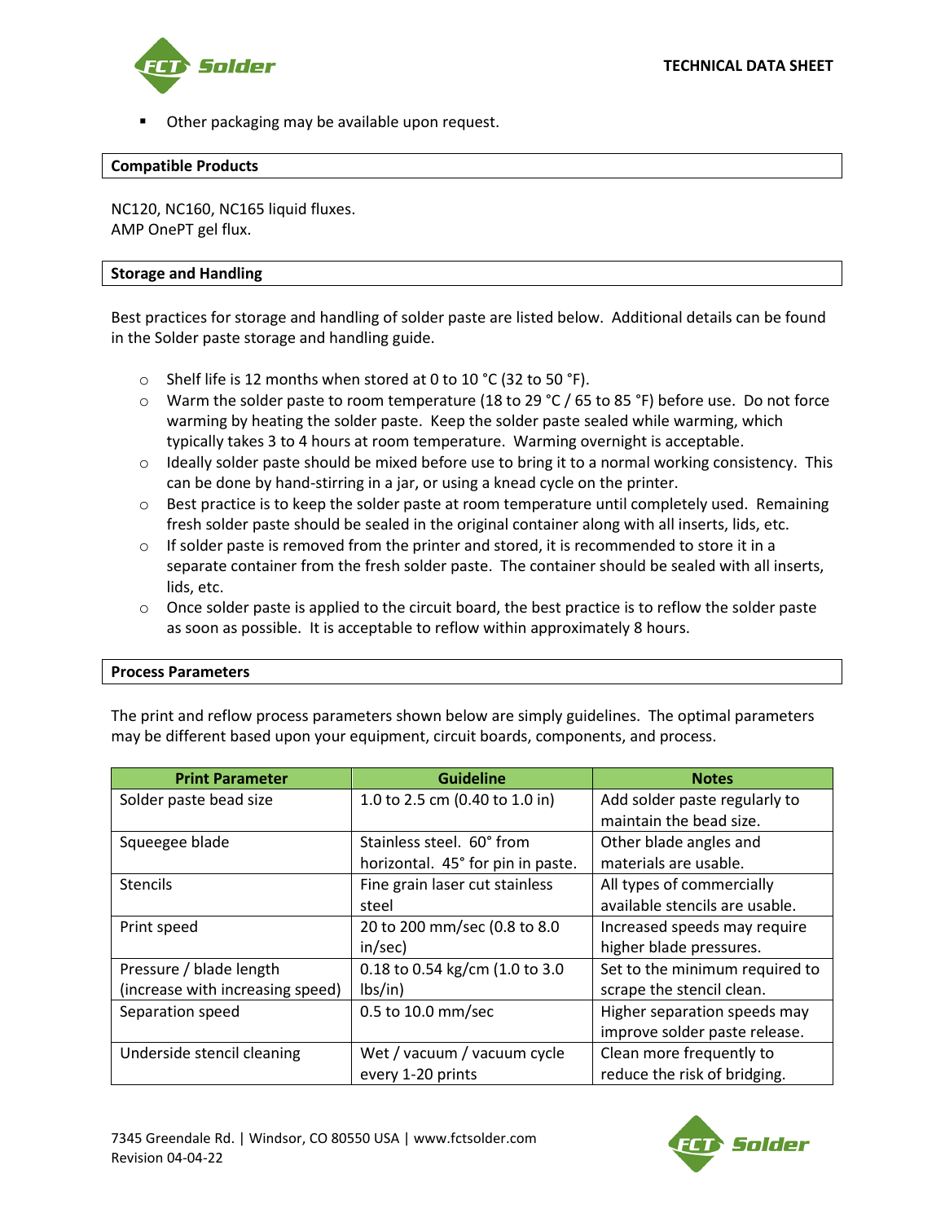- Other packaging may be available upon request.

## Compatible Products

NC120, NC160, NC165 liquid fluxes.
AMP OnePT gel flux.

## Storage and Handling

Best practices for storage and handling of solder paste are listed below. Additional details can be found in the Solder paste storage and handling guide.

- Shelf life is 12 months when stored at 0 to 10 °C (32 to 50 °F).
- Warm the solder paste to room temperature (18 to 29 °C / 65 to 85 °F) before use. Do not force warming by heating the solder paste. Keep the solder paste sealed while warming, which typically takes 3 to 4 hours at room temperature. Warming overnight is acceptable.
- Ideally solder paste should be mixed before use to bring it to a normal working consistency. This can be done by hand-stirring in a jar, or using a knead cycle on the printer.
- Best practice is to keep the solder paste at room temperature until completely used. Remaining fresh solder paste should be sealed in the original container along with all inserts, lids, etc.
- If solder paste is removed from the printer and stored, it is recommended to store it in a separate container from the fresh solder paste. The container should be sealed with all inserts, lids, etc.
- Once solder paste is applied to the circuit board, the best practice is to reflow the solder paste as soon as possible. It is acceptable to reflow within approximately 8 hours.

## Process Parameters

The print and reflow process parameters shown below are simply guidelines. The optimal parameters may be different based upon your equipment, circuit boards, components, and process.

| Print Parameter | Guideline | Notes |
|---|---|---|
| Solder paste bead size | 1.0 to 2.5 cm (0.40 to 1.0 in) | Add solder paste regularly to maintain the bead size. |
| Squeegee blade | Stainless steel. 60° from horizontal. 45° for pin in paste. | Other blade angles and materials are usable. |
| Stencils | Fine grain laser cut stainless steel | All types of commercially available stencils are usable. |
| Print speed | 20 to 200 mm/sec (0.8 to 8.0 in/sec) | Increased speeds may require higher blade pressures. |
| Pressure / blade length (increase with increasing speed) | 0.18 to 0.54 kg/cm (1.0 to 3.0 lbs/in) | Set to the minimum required to scrape the stencil clean. |
| Separation speed | 0.5 to 10.0 mm/sec | Higher separation speeds may improve solder paste release. |
| Underside stencil cleaning | Wet / vacuum / vacuum cycle every 1-20 prints | Clean more frequently to reduce the risk of bridging. |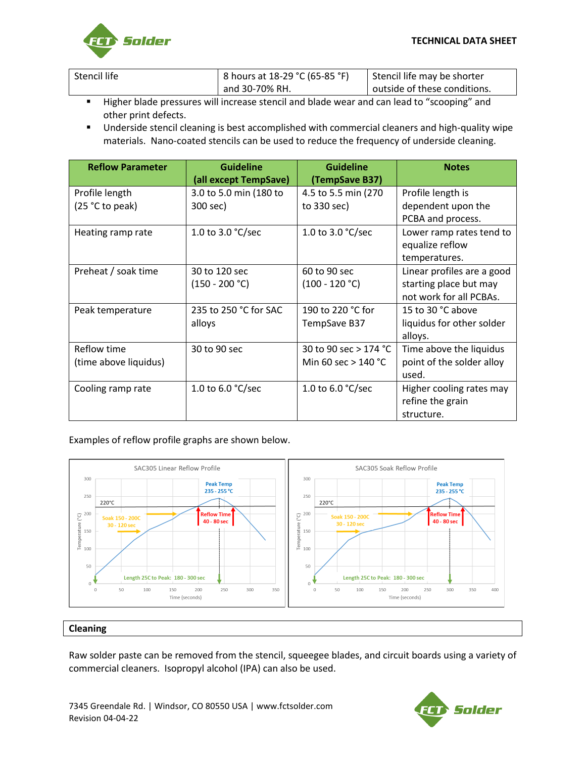| Stencil life | 8 hours at 18-29 °C (65-85 °F) and 30-70% RH. | Stencil life may be shorter outside of these conditions. |
|---|---|---|

- Higher blade pressures will increase stencil and blade wear and can lead to “scooping” and other print defects.
- Underside stencil cleaning is best accomplished with commercial cleaners and high-quality wipe materials. Nano-coated stencils can be used to reduce the frequency of underside cleaning.

| Reflow Parameter | Guideline (all except TempSave) | Guideline (TempSave B37) | Notes |
|---|---|---|---|
| Profile length (25 °C to peak) | 3.0 to 5.0 min (180 to 300 sec) | 4.5 to 5.5 min (270 to 330 sec) | Profile length is dependent upon the PCBA and process. |
| Heating ramp rate | 1.0 to 3.0 °C/sec | 1.0 to 3.0 °C/sec | Lower ramp rates tend to equalize reflow temperatures. |
| Preheat / soak time | 30 to 120 sec (150 - 200 °C) | 60 to 90 sec (100 - 120 °C) | Linear profiles are a good starting place but may not work for all PCBAs. |
| Peak temperature | 235 to 250 °C for SAC alloys | 190 to 220 °C for TempSave B37 | 15 to 30 °C above liquidus for other solder alloys. |
| Reflow time (time above liquidus) | 30 to 90 sec | 30 to 90 sec > 174 °C Min 60 sec > 140 °C | Time above the liquidus point of the solder alloy used. |
| Cooling ramp rate | 1.0 to 6.0 °C/sec | 1.0 to 6.0 °C/sec | Higher cooling rates may refine the grain structure. |

Examples of reflow profile graphs are shown below.

SAC305 Linear Reflow Profile

SAC305 Soak Reflow Profile

## Cleaning

Raw solder paste can be removed from the stencil, squeegee blades, and circuit boards using a variety of commercial cleaners. Isopropyl alcohol (IPA) can also be used.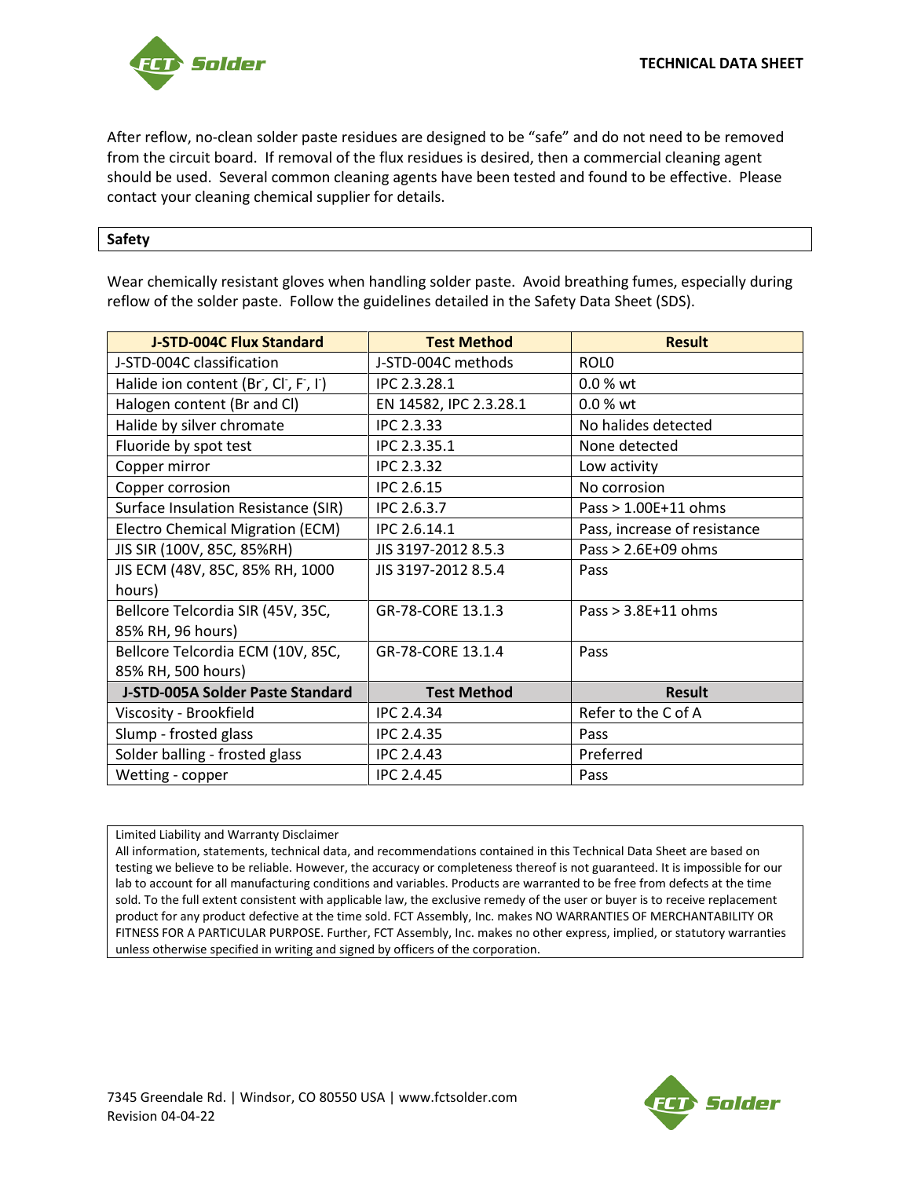After reflow, no-clean solder paste residues are designed to be "safe" and do not need to be removed from the circuit board. If removal of the flux residues is desired, then a commercial cleaning agent should be used. Several common cleaning agents have been tested and found to be effective. Please contact your cleaning chemical supplier for details.

## Safety

Wear chemically resistant gloves when handling solder paste. Avoid breathing fumes, especially during reflow of the solder paste. Follow the guidelines detailed in the Safety Data Sheet (SDS).

| J-STD-004C Flux Standard | Test Method | Result |
| --- | --- | --- |
| J-STD-004C classification | J-STD-004C methods | ROL0 |
| Halide ion content ($Br^-$, $Cl^-$, $F^-$, $I^-$) | IPC 2.3.28.1 | 0.0 % wt |
| Halogen content (Br and Cl) | EN 14582, IPC 2.3.28.1 | 0.0 % wt |
| Halide by silver chromate | IPC 2.3.33 | No halides detected |
| Fluoride by spot test | IPC 2.3.35.1 | None detected |
| Copper mirror | IPC 2.3.32 | Low activity |
| Copper corrosion | IPC 2.6.15 | No corrosion |
| Surface Insulation Resistance (SIR) | IPC 2.6.3.7 | Pass > 1.00E+11 ohms |
| Electro Chemical Migration (ECM) | IPC 2.6.14.1 | Pass, increase of resistance |
| JIS SIR (100V, 85C, 85%RH) | JIS 3197-2012 8.5.3 | Pass > 2.6E+09 ohms |
| JIS ECM (48V, 85C, 85% RH, 1000 hours) | JIS 3197-2012 8.5.4 | Pass |
| Bellcore Telcordia SIR (45V, 35C, 85% RH, 96 hours) | GR-78-CORE 13.1.3 | Pass > 3.8E+11 ohms |
| Bellcore Telcordia ECM (10V, 85C, 85% RH, 500 hours) | GR-78-CORE 13.1.4 | Pass |
| **J-STD-005A Solder Paste Standard** | **Test Method** | **Result** |
| Viscosity - Brookfield | IPC 2.4.34 | Refer to the C of A |
| Slump - frosted glass | IPC 2.4.35 | Pass |
| Solder balling - frosted glass | IPC 2.4.43 | Preferred |
| Wetting - copper | IPC 2.4.45 | Pass |

Limited Liability and Warranty Disclaimer
All information, statements, technical data, and recommendations contained in this Technical Data Sheet are based on testing we believe to be reliable. However, the accuracy or completeness thereof is not guaranteed. It is impossible for our lab to account for all manufacturing conditions and variables. Products are warranted to be free from defects at the time sold. To the full extent consistent with applicable law, the exclusive remedy of the user or buyer is to receive replacement product for any product defective at the time sold. FCT Assembly, Inc. makes NO WARRANTIES OF MERCHANTABILITY OR FITNESS FOR A PARTICULAR PURPOSE. Further, FCT Assembly, Inc. makes no other express, implied, or statutory warranties unless otherwise specified in writing and signed by officers of the corporation.